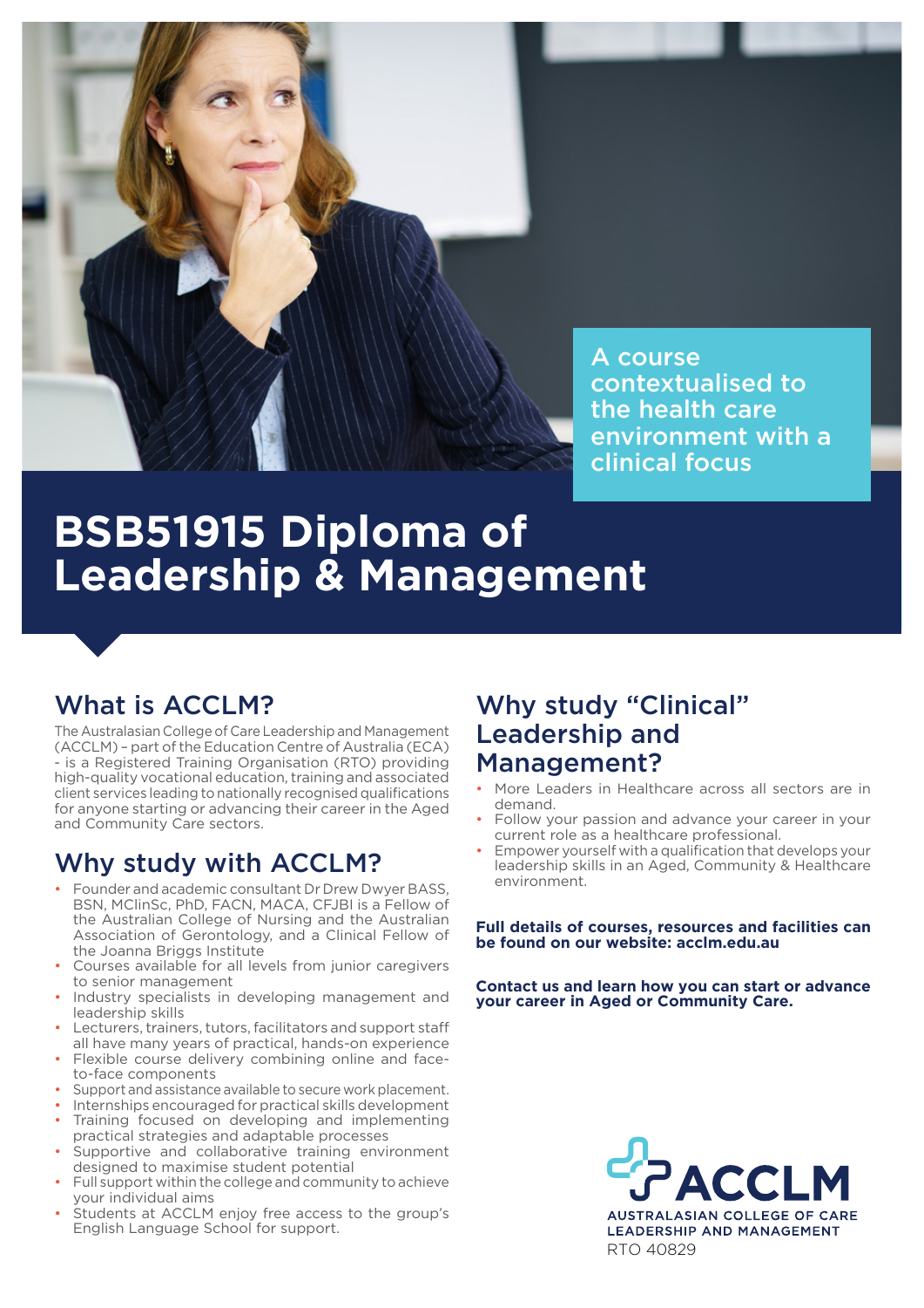A course contextualised to the health care environment with a clinical focus

# BSB51915 Diploma of Leadership & Management

## What is ACCLM?

The Australasian College of Care Leadership and Management (ACCLM) – part of the Education Centre of Australia (ECA) - is a Registered Training Organisation (RTO) providing high-quality vocational education, training and associated client services leading to nationally recognised qualifications for anyone starting or advancing their career in the Aged and Community Care sectors.

## Why study with ACCLM?

- Founder and academic consultant Dr Drew Dwyer BASS, BSN, MClinSc, PhD, FACN, MACA, CFJBI is a Fellow of the Australian College of Nursing and the Australian Association of Gerontology, and a Clinical Fellow of the Joanna Briggs Institute
- Courses available for all levels from junior caregivers to senior management
- Industry specialists in developing management and leadership skills
- Lecturers, trainers, tutors, facilitators and support staff all have many years of practical, hands-on experience
- Flexible course delivery combining online and face-to-face components
- Support and assistance available to secure work placement.
- Internships encouraged for practical skills development
- Training focused on developing and implementing practical strategies and adaptable processes
- Supportive and collaborative training environment designed to maximise student potential
- Full support within the college and community to achieve your individual aims
- Students at ACCLM enjoy free access to the group's English Language School for support.

## Why study "Clinical" Leadership and Management?

- More Leaders in Healthcare across all sectors are in demand.
- Follow your passion and advance your career in your current role as a healthcare professional.
- Empower yourself with a qualification that develops your leadership skills in an Aged, Community & Healthcare environment.

**Full details of courses, resources and facilities can be found on our website: acclm.edu.au**

**Contact us and learn how you can start or advance your career in Aged or Community Care.**

ACCLM
AUSTRALASIAN COLLEGE OF CARE LEADERSHIP AND MANAGEMENT
RTO 40829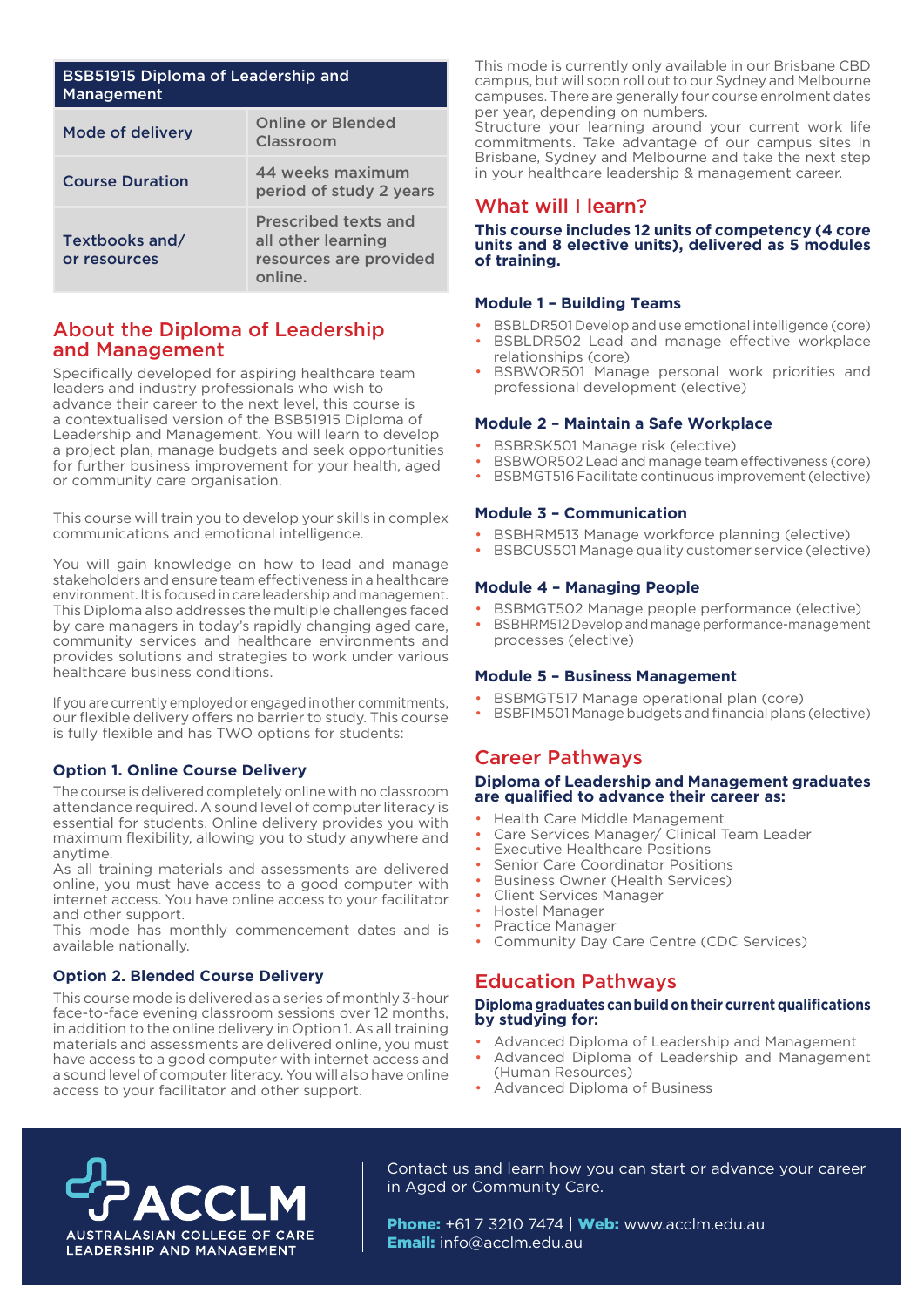| BSB51915 Diploma of Leadership and Management | |
|---|---|
| Mode of delivery | Online or Blended Classroom |
| Course Duration | 44 weeks maximum period of study 2 years |
| Textbooks and/ or resources | Prescribed texts and all other learning resources are provided online. |

## About the Diploma of Leadership and Management

Specifically developed for aspiring healthcare team leaders and industry professionals who wish to advance their career to the next level, this course is a contextualised version of the BSB51915 Diploma of Leadership and Management. You will learn to develop a project plan, manage budgets and seek opportunities for further business improvement for your health, aged or community care organisation.

This course will train you to develop your skills in complex communications and emotional intelligence.

You will gain knowledge on how to lead and manage stakeholders and ensure team effectiveness in a healthcare environment. It is focused in care leadership and management. This Diploma also addresses the multiple challenges faced by care managers in today's rapidly changing aged care, community services and healthcare environments and provides solutions and strategies to work under various healthcare business conditions.

If you are currently employed or engaged in other commitments, our flexible delivery offers no barrier to study. This course is fully flexible and has TWO options for students:

### Option 1. Online Course Delivery

The course is delivered completely online with no classroom attendance required. A sound level of computer literacy is essential for students. Online delivery provides you with maximum flexibility, allowing you to study anywhere and anytime.
As all training materials and assessments are delivered online, you must have access to a good computer with internet access. You have online access to your facilitator and other support.
This mode has monthly commencement dates and is available nationally.

### Option 2. Blended Course Delivery

This course mode is delivered as a series of monthly 3-hour face-to-face evening classroom sessions over 12 months, in addition to the online delivery in Option 1. As all training materials and assessments are delivered online, you must have access to a good computer with internet access and a sound level of computer literacy. You will also have online access to your facilitator and other support.

This mode is currently only available in our Brisbane CBD campus, but will soon roll out to our Sydney and Melbourne campuses. There are generally four course enrolment dates per year, depending on numbers.
Structure your learning around your current work life commitments. Take advantage of our campus sites in Brisbane, Sydney and Melbourne and take the next step in your healthcare leadership & management career.

## What will I learn?

**This course includes 12 units of competency (4 core units and 8 elective units), delivered as 5 modules of training.**

### Module 1 – Building Teams

- BSBLDR501 Develop and use emotional intelligence (core)
- BSBLDR502 Lead and manage effective workplace relationships (core)
- BSBWOR501 Manage personal work priorities and professional development (elective)

### Module 2 – Maintain a Safe Workplace

- BSBRSK501 Manage risk (elective)
- BSBWOR502 Lead and manage team effectiveness (core)
- BSBMGT516 Facilitate continuous improvement (elective)

### Module 3 – Communication

- BSBHRM513 Manage workforce planning (elective)
- BSBCUS501 Manage quality customer service (elective)

### Module 4 – Managing People

- BSBMGT502 Manage people performance (elective)
- BSBHRM512 Develop and manage performance-management processes (elective)

### Module 5 – Business Management

- BSBMGT517 Manage operational plan (core)
- BSBFIM501 Manage budgets and financial plans (elective)

## Career Pathways

**Diploma of Leadership and Management graduates are qualified to advance their career as:**

- Health Care Middle Management
- Care Services Manager/ Clinical Team Leader
- Executive Healthcare Positions
- Senior Care Coordinator Positions
- Business Owner (Health Services)
- Client Services Manager
- Hostel Manager
- Practice Manager
- Community Day Care Centre (CDC Services)

## Education Pathways

**Diploma graduates can build on their current qualifications by studying for:**

- Advanced Diploma of Leadership and Management
- Advanced Diploma of Leadership and Management (Human Resources)
- Advanced Diploma of Business

ACCLM
AUSTRALASIAN COLLEGE OF CARE LEADERSHIP AND MANAGEMENT

Contact us and learn how you can start or advance your career in Aged or Community Care.

**Phone:** +61 7 3210 7474 | **Web:** www.acclm.edu.au
**Email:** info@acclm.edu.au